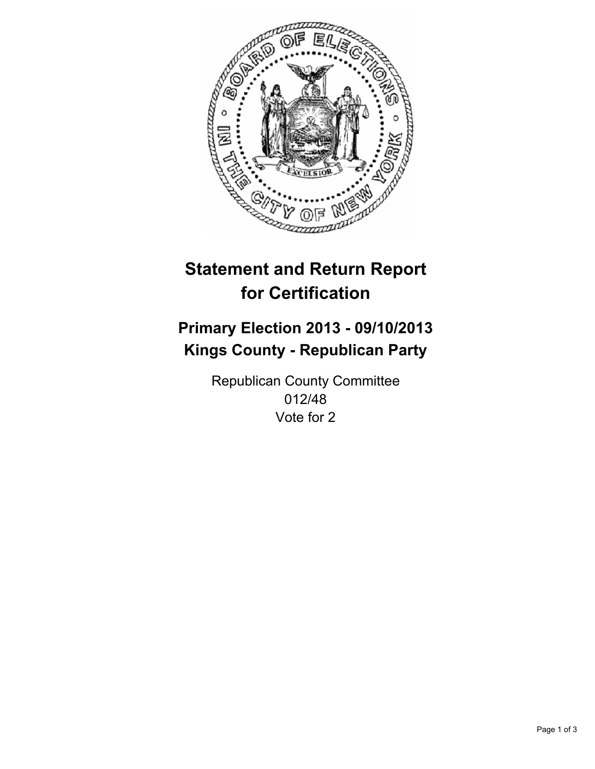# Statement and Return Report for Certification

## Primary Election 2013 - 09/10/2013
## Kings County - Republican Party

Republican County Committee
012/48
Vote for 2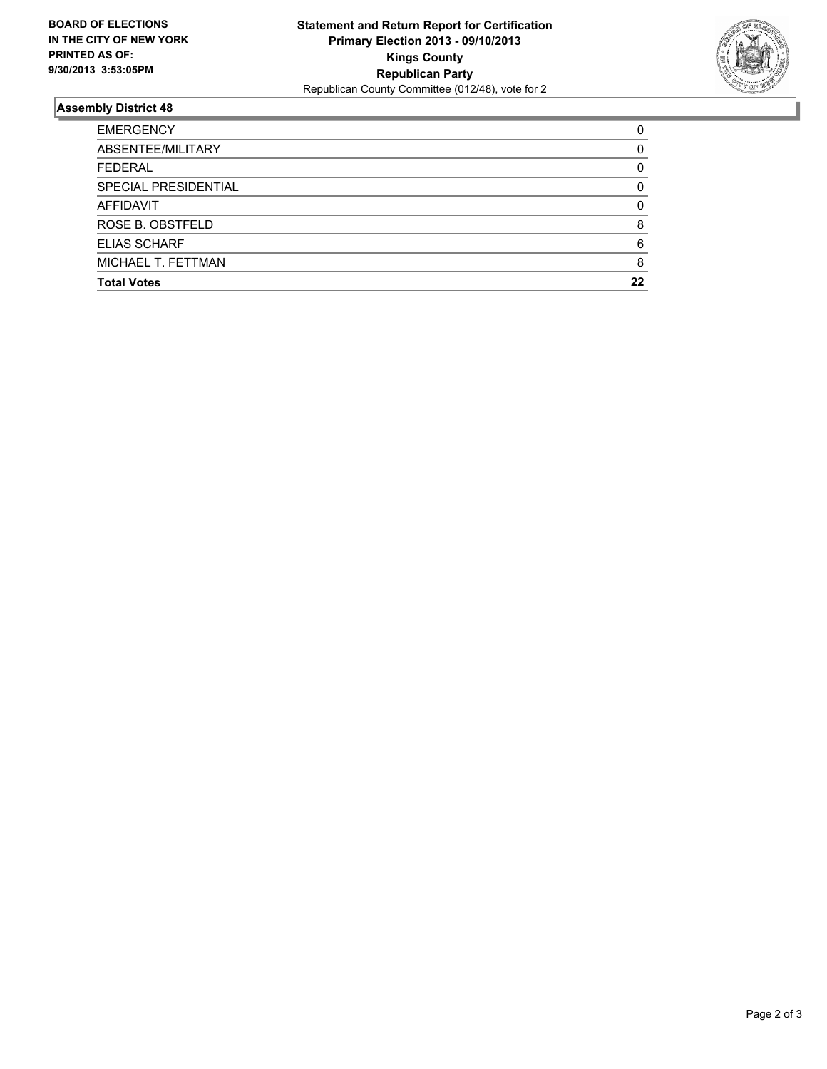**BOARD OF ELECTIONS IN THE CITY OF NEW YORK PRINTED AS OF: 9/30/2013 3:53:05PM**

**Statement and Return Report for Certification**
**Primary Election 2013 - 09/10/2013**
**Kings County**
**Republican Party**
Republican County Committee (012/48), vote for 2

## Assembly District 48

| | |
|---|---|
| EMERGENCY | 0 |
| ABSENTEE/MILITARY | 0 |
| FEDERAL | 0 |
| SPECIAL PRESIDENTIAL | 0 |
| AFFIDAVIT | 0 |
| ROSE B. OBSTFELD | 8 |
| ELIAS SCHARF | 6 |
| MICHAEL T. FETTMAN | 8 |
| **Total Votes** | **22** |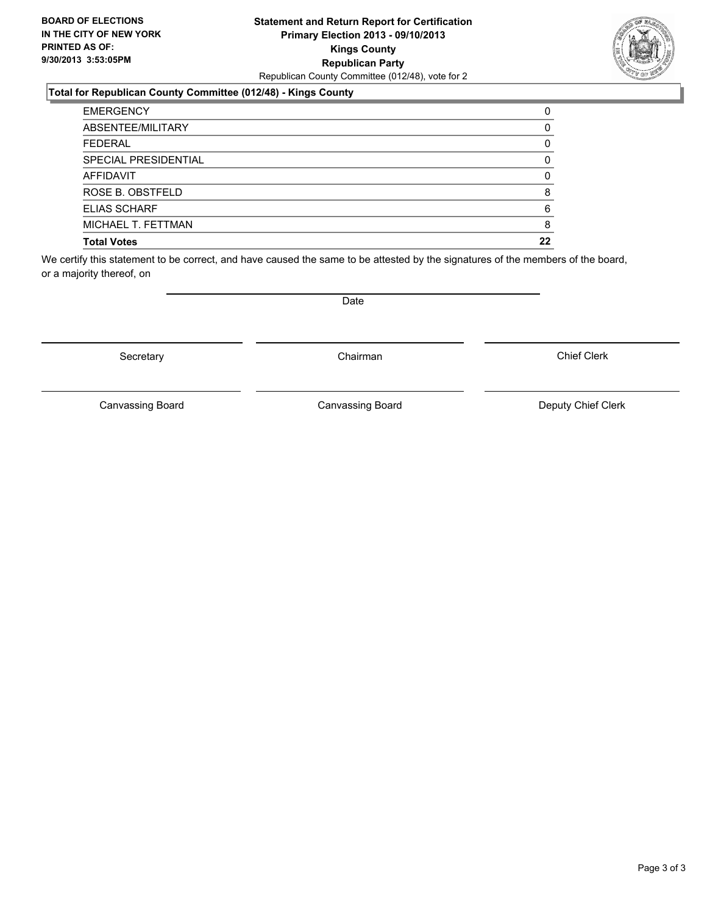**BOARD OF ELECTIONS IN THE CITY OF NEW YORK PRINTED AS OF: 9/30/2013 3:53:05PM**

**Statement and Return Report for Certification**
**Primary Election 2013 - 09/10/2013**
**Kings County**
**Republican Party**
Republican County Committee (012/48), vote for 2

**Total for Republican County Committee (012/48) - Kings County**

| | |
|---|---|
| EMERGENCY | 0 |
| ABSENTEE/MILITARY | 0 |
| FEDERAL | 0 |
| SPECIAL PRESIDENTIAL | 0 |
| AFFIDAVIT | 0 |
| ROSE B. OBSTFELD | 8 |
| ELIAS SCHARF | 6 |
| MICHAEL T. FETTMAN | 8 |
| **Total Votes** | **22** |

We certify this statement to be correct, and have caused the same to be attested by the signatures of the members of the board, or a majority thereof, on

Date

Secretary | Chairman | Chief Clerk

Canvassing Board | Canvassing Board | Deputy Chief Clerk